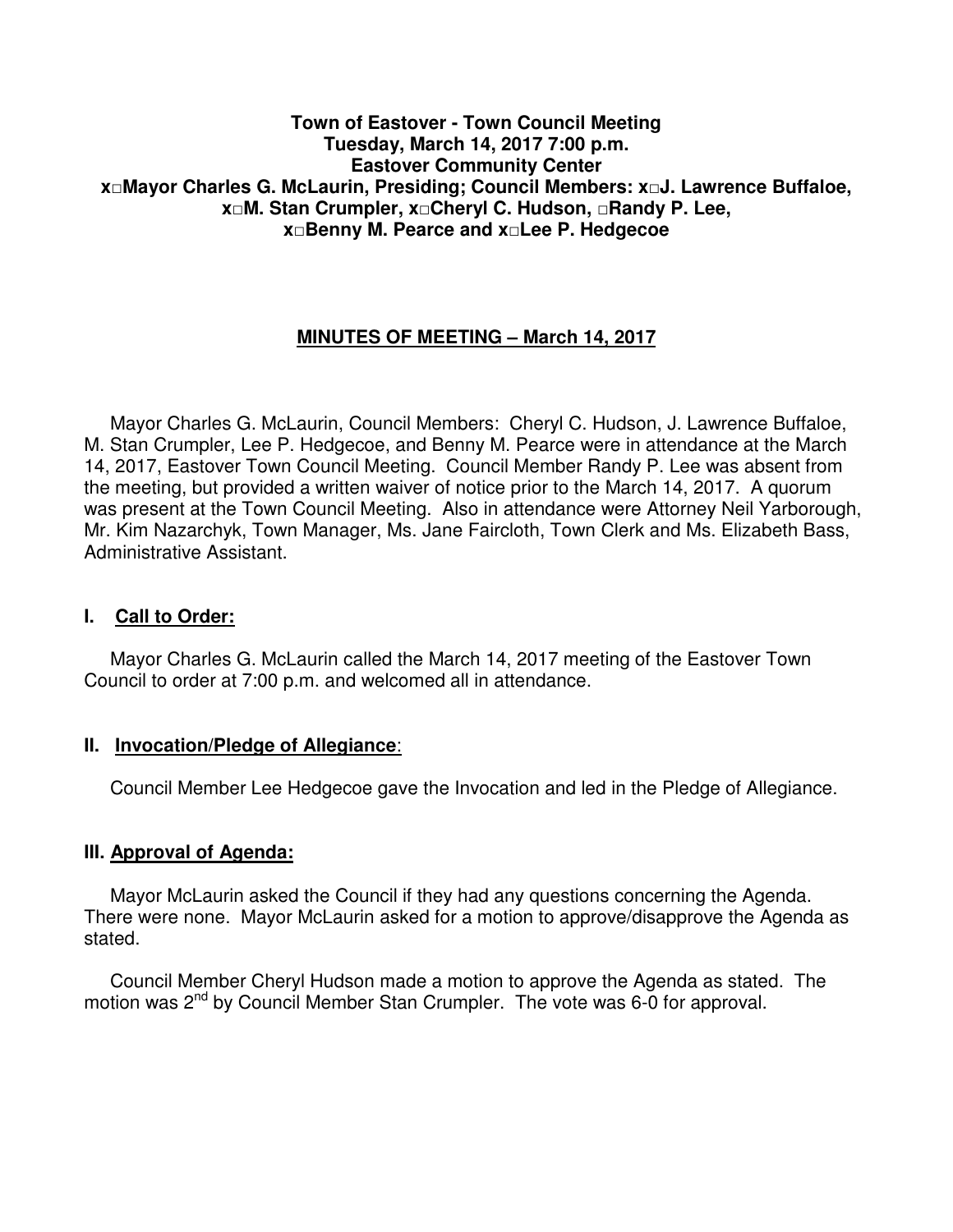**Town of Eastover - Town Council Meeting**
**Tuesday, March 14, 2017 7:00 p.m.**
**Eastover Community Center**
**x□Mayor Charles G. McLaurin, Presiding; Council Members: x□J. Lawrence Buffaloe, x□M. Stan Crumpler, x□Cheryl C. Hudson, □Randy P. Lee, x□Benny M. Pearce and x□Lee P. Hedgecoe**

## MINUTES OF MEETING – March 14, 2017

Mayor Charles G. McLaurin, Council Members: Cheryl C. Hudson, J. Lawrence Buffaloe, M. Stan Crumpler, Lee P. Hedgecoe, and Benny M. Pearce were in attendance at the March 14, 2017, Eastover Town Council Meeting. Council Member Randy P. Lee was absent from the meeting, but provided a written waiver of notice prior to the March 14, 2017. A quorum was present at the Town Council Meeting. Also in attendance were Attorney Neil Yarborough, Mr. Kim Nazarchyk, Town Manager, Ms. Jane Faircloth, Town Clerk and Ms. Elizabeth Bass, Administrative Assistant.

## I. Call to Order:

Mayor Charles G. McLaurin called the March 14, 2017 meeting of the Eastover Town Council to order at 7:00 p.m. and welcomed all in attendance.

## II. Invocation/Pledge of Allegiance:

Council Member Lee Hedgecoe gave the Invocation and led in the Pledge of Allegiance.

## III. Approval of Agenda:

Mayor McLaurin asked the Council if they had any questions concerning the Agenda. There were none. Mayor McLaurin asked for a motion to approve/disapprove the Agenda as stated.

Council Member Cheryl Hudson made a motion to approve the Agenda as stated. The motion was 2nd by Council Member Stan Crumpler. The vote was 6-0 for approval.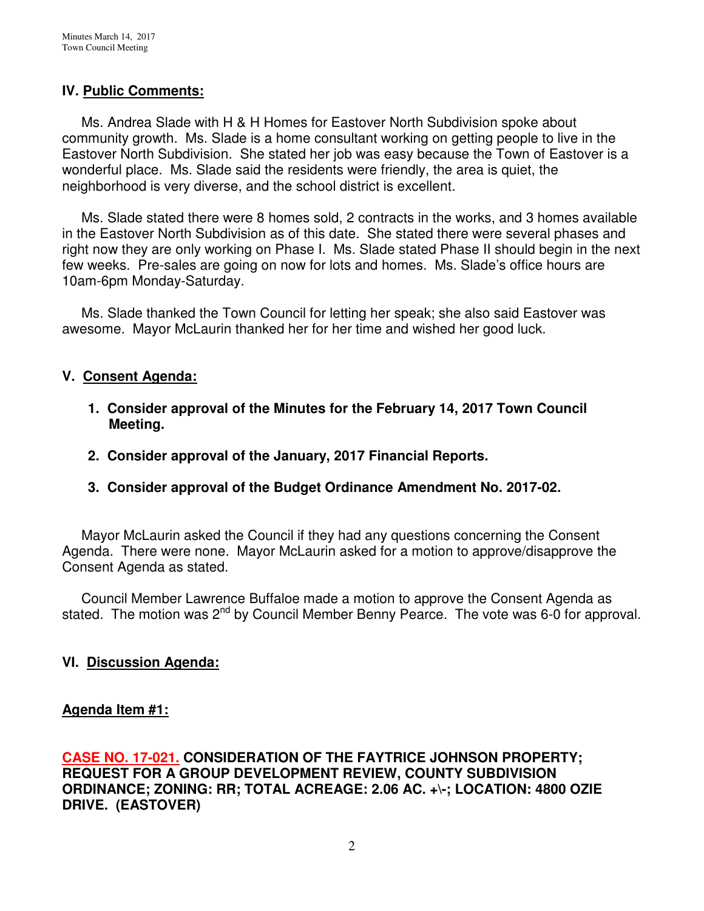## IV. Public Comments:

Ms. Andrea Slade with H & H Homes for Eastover North Subdivision spoke about community growth. Ms. Slade is a home consultant working on getting people to live in the Eastover North Subdivision. She stated her job was easy because the Town of Eastover is a wonderful place. Ms. Slade said the residents were friendly, the area is quiet, the neighborhood is very diverse, and the school district is excellent.

Ms. Slade stated there were 8 homes sold, 2 contracts in the works, and 3 homes available in the Eastover North Subdivision as of this date. She stated there were several phases and right now they are only working on Phase I. Ms. Slade stated Phase II should begin in the next few weeks. Pre-sales are going on now for lots and homes. Ms. Slade's office hours are 10am-6pm Monday-Saturday.

Ms. Slade thanked the Town Council for letting her speak; she also said Eastover was awesome. Mayor McLaurin thanked her for her time and wished her good luck.

## V. Consent Agenda:

1. **Consider approval of the Minutes for the February 14, 2017 Town Council Meeting.**
2. **Consider approval of the January, 2017 Financial Reports.**
3. **Consider approval of the Budget Ordinance Amendment No. 2017-02.**

Mayor McLaurin asked the Council if they had any questions concerning the Consent Agenda. There were none. Mayor McLaurin asked for a motion to approve/disapprove the Consent Agenda as stated.

Council Member Lawrence Buffaloe made a motion to approve the Consent Agenda as stated. The motion was 2nd by Council Member Benny Pearce. The vote was 6-0 for approval.

## VI. Discussion Agenda:

### Agenda Item #1:

**CASE NO. 17-021. CONSIDERATION OF THE FAYTRICE JOHNSON PROPERTY; REQUEST FOR A GROUP DEVELOPMENT REVIEW, COUNTY SUBDIVISION ORDINANCE; ZONING: RR; TOTAL ACREAGE: 2.06 AC. +\-; LOCATION: 4800 OZIE DRIVE. (EASTOVER)**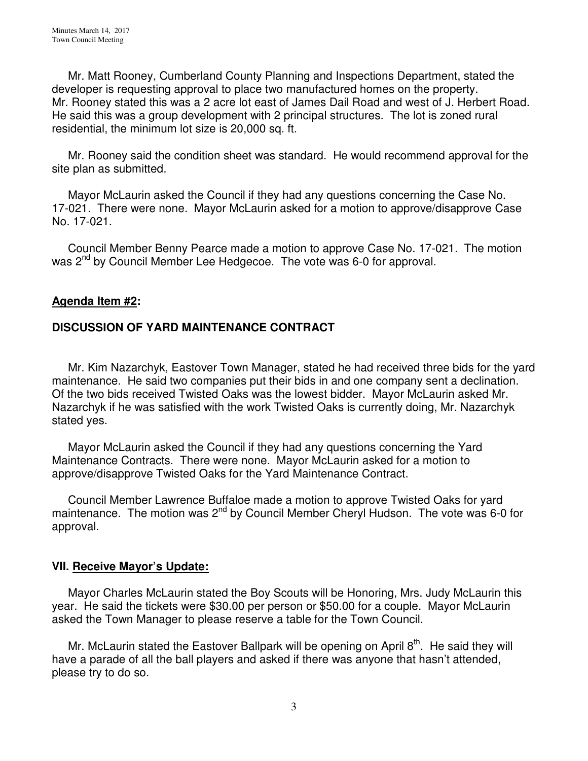Mr. Matt Rooney, Cumberland County Planning and Inspections Department, stated the developer is requesting approval to place two manufactured homes on the property. Mr. Rooney stated this was a 2 acre lot east of James Dail Road and west of J. Herbert Road. He said this was a group development with 2 principal structures. The lot is zoned rural residential, the minimum lot size is 20,000 sq. ft.

Mr. Rooney said the condition sheet was standard. He would recommend approval for the site plan as submitted.

Mayor McLaurin asked the Council if they had any questions concerning the Case No. 17-021. There were none. Mayor McLaurin asked for a motion to approve/disapprove Case No. 17-021.

Council Member Benny Pearce made a motion to approve Case No. 17-021. The motion was 2nd by Council Member Lee Hedgecoe. The vote was 6-0 for approval.

**Agenda Item #2:**

**DISCUSSION OF YARD MAINTENANCE CONTRACT**

Mr. Kim Nazarchyk, Eastover Town Manager, stated he had received three bids for the yard maintenance. He said two companies put their bids in and one company sent a declination. Of the two bids received Twisted Oaks was the lowest bidder. Mayor McLaurin asked Mr. Nazarchyk if he was satisfied with the work Twisted Oaks is currently doing, Mr. Nazarchyk stated yes.

Mayor McLaurin asked the Council if they had any questions concerning the Yard Maintenance Contracts. There were none. Mayor McLaurin asked for a motion to approve/disapprove Twisted Oaks for the Yard Maintenance Contract.

Council Member Lawrence Buffaloe made a motion to approve Twisted Oaks for yard maintenance. The motion was 2nd by Council Member Cheryl Hudson. The vote was 6-0 for approval.

**VII. Receive Mayor's Update:**

Mayor Charles McLaurin stated the Boy Scouts will be Honoring, Mrs. Judy McLaurin this year. He said the tickets were $30.00 per person or $50.00 for a couple. Mayor McLaurin asked the Town Manager to please reserve a table for the Town Council.

Mr. McLaurin stated the Eastover Ballpark will be opening on April 8th. He said they will have a parade of all the ball players and asked if there was anyone that hasn't attended, please try to do so.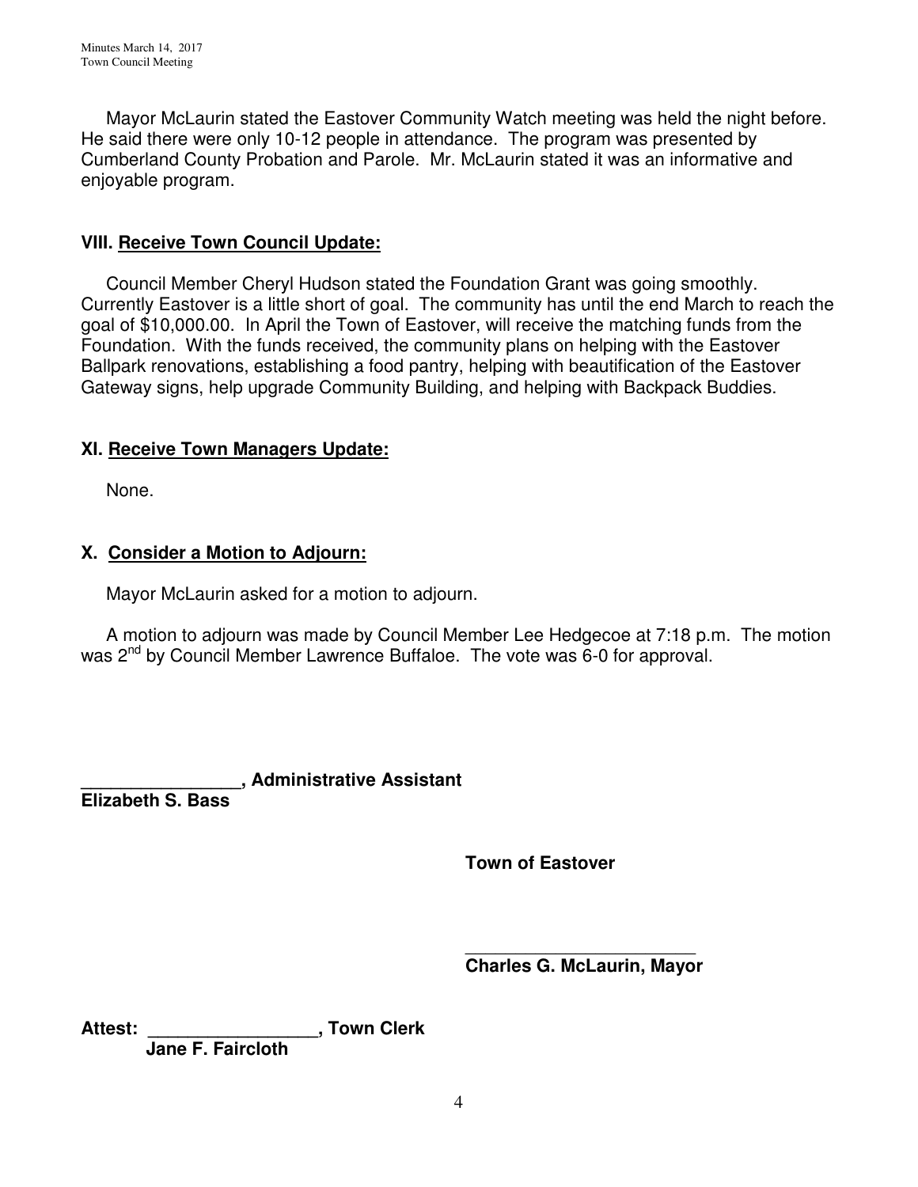Mayor McLaurin stated the Eastover Community Watch meeting was held the night before. He said there were only 10-12 people in attendance. The program was presented by Cumberland County Probation and Parole. Mr. McLaurin stated it was an informative and enjoyable program.

### VIII. Receive Town Council Update:

Council Member Cheryl Hudson stated the Foundation Grant was going smoothly. Currently Eastover is a little short of goal. The community has until the end March to reach the goal of $10,000.00. In April the Town of Eastover, will receive the matching funds from the Foundation. With the funds received, the community plans on helping with the Eastover Ballpark renovations, establishing a food pantry, helping with beautification of the Eastover Gateway signs, help upgrade Community Building, and helping with Backpack Buddies.

### XI. Receive Town Managers Update:

None.

### X. Consider a Motion to Adjourn:

Mayor McLaurin asked for a motion to adjourn.

A motion to adjourn was made by Council Member Lee Hedgecoe at 7:18 p.m. The motion was 2nd by Council Member Lawrence Buffaloe. The vote was 6-0 for approval.

**________________, Administrative Assistant**
**Elizabeth S. Bass**

**Town of Eastover**

________________________
**Charles G. McLaurin, Mayor**

**Attest: _________________, Town Clerk**
**Jane F. Faircloth**